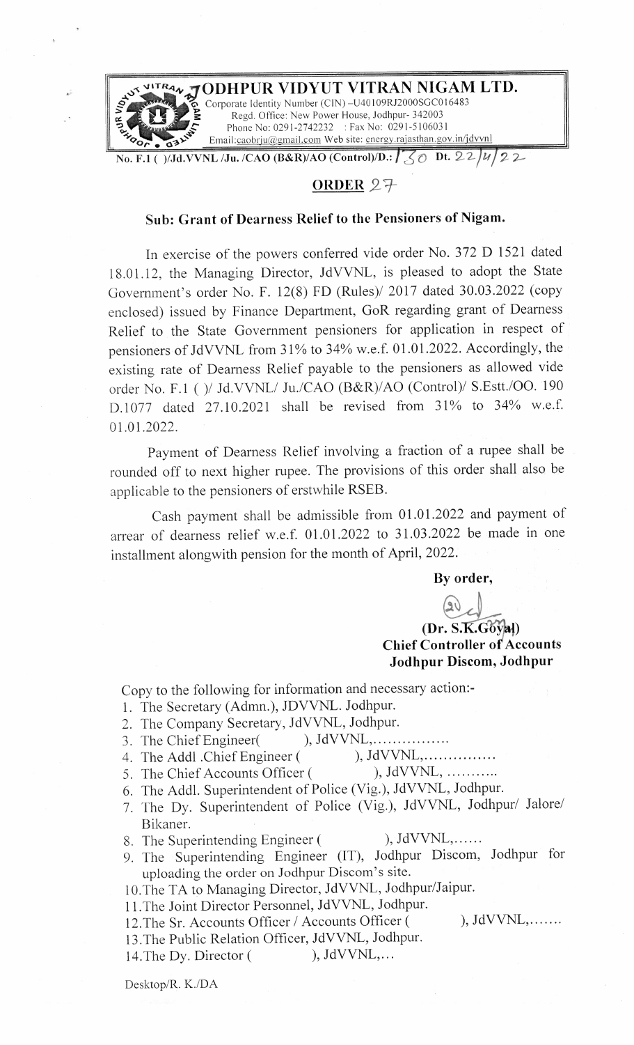# JODHPUR VIDYUT VITRAN NIGAM LTD.

Corporate Identity Number (CIN) –U40109RJ2000SGC016483
Regd. Office: New Power House, Jodhpur- 342003
Phone No: 0291-2742232 : Fax No: 0291-5106031
Email:caobrju@gmail.com Web site: energy.rajasthan.gov.in/jdvvnl

No. F.1 ( )/Jd.VVNL /Ju. /CAO (B&R)/AO (Control)/D.: 130 Dt. 22/4/22

## ORDER 27

### Sub: Grant of Dearness Relief to the Pensioners of Nigam.

In exercise of the powers conferred vide order No. 372 D 1521 dated 18.01.12, the Managing Director, JdVVNL, is pleased to adopt the State Government's order No. F. 12(8) FD (Rules)/ 2017 dated 30.03.2022 (copy enclosed) issued by Finance Department, GoR regarding grant of Dearness Relief to the State Government pensioners for application in respect of pensioners of JdVVNL from 31% to 34% w.e.f. 01.01.2022. Accordingly, the existing rate of Dearness Relief payable to the pensioners as allowed vide order No. F.1 ( )/ Jd.VVNL/ Ju./CAO (B&R)/AO (Control)/ S.Estt./OO. 190 D.1077 dated 27.10.2021 shall be revised from 31% to 34% w.e.f. 01.01.2022.

Payment of Dearness Relief involving a fraction of a rupee shall be rounded off to next higher rupee. The provisions of this order shall also be applicable to the pensioners of erstwhile RSEB.

Cash payment shall be admissible from 01.01.2022 and payment of arrear of dearness relief w.e.f. 01.01.2022 to 31.03.2022 be made in one installment alongwith pension for the month of April, 2022.

**By order,**

**(Dr. S.K.Goyal)**
**Chief Controller of Accounts**
**Jodhpur Discom, Jodhpur**

Copy to the following for information and necessary action:-

1. The Secretary (Admn.), JDVVNL. Jodhpur.
2. The Company Secretary, JdVVNL, Jodhpur.
3. The Chief Engineer( ), JdVVNL,................
4. The Addl .Chief Engineer ( ), JdVVNL,...............
5. The Chief Accounts Officer ( ), JdVVNL, ..........
6. The Addl. Superintendent of Police (Vig.), JdVVNL, Jodhpur.
7. The Dy. Superintendent of Police (Vig.), JdVVNL, Jodhpur/ Jalore/ Bikaner.
8. The Superintending Engineer ( ), JdVVNL,......
9. The Superintending Engineer (IT), Jodhpur Discom, Jodhpur for uploading the order on Jodhpur Discom's site.
10. The TA to Managing Director, JdVVNL, Jodhpur/Jaipur.
11. The Joint Director Personnel, JdVVNL, Jodhpur.
12. The Sr. Accounts Officer / Accounts Officer ( ), JdVVNL,.......
13. The Public Relation Officer, JdVVNL, Jodhpur.
14. The Dy. Director ( ), JdVVNL,...

Desktop/R. K./DA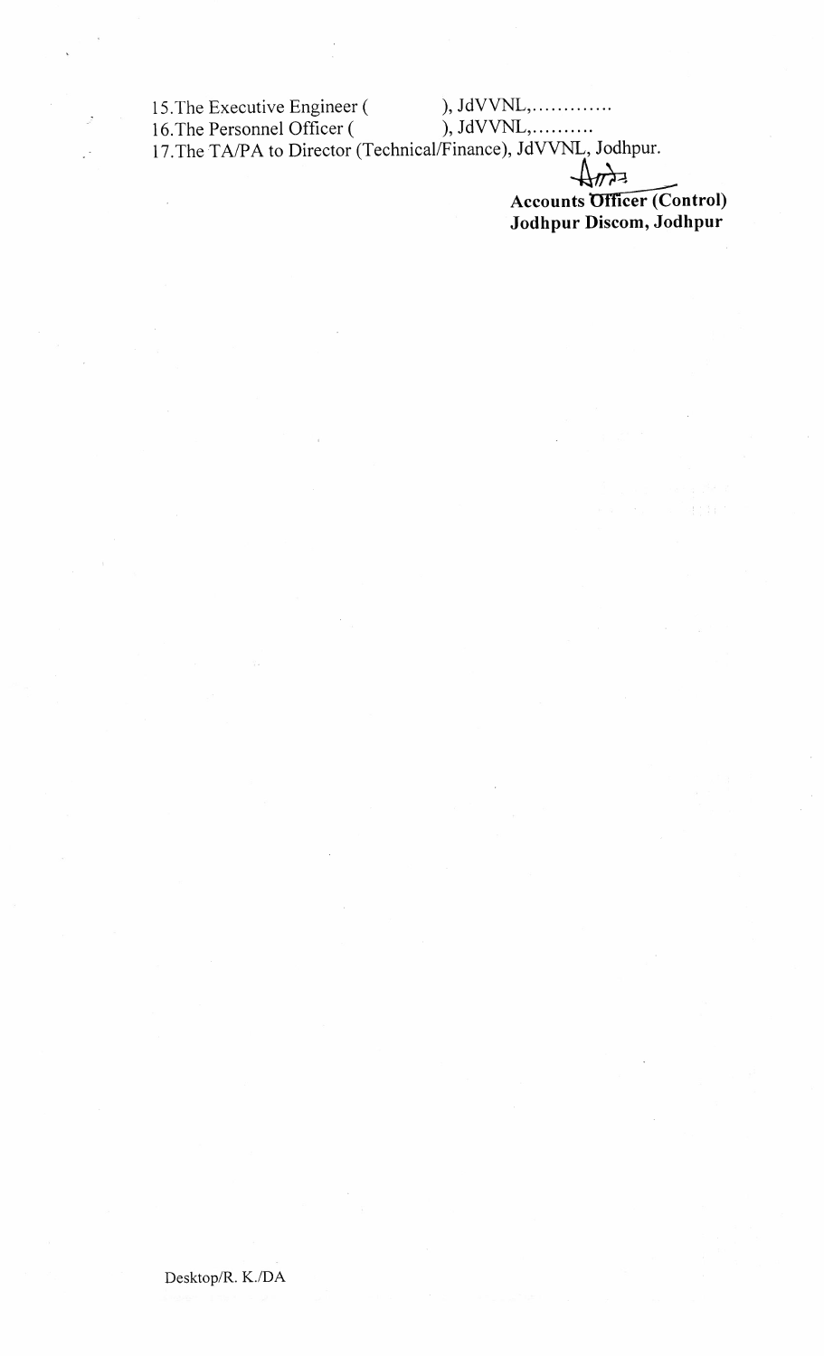15. The Executive Engineer ( ), JdVVNL,.............
16. The Personnel Officer ( ), JdVVNL,..........
17. The TA/PA to Director (Technical/Finance), JdVVNL, Jodhpur.

**Accounts Officer (Control)**
**Jodhpur Discom, Jodhpur**

Desktop/R. K./DA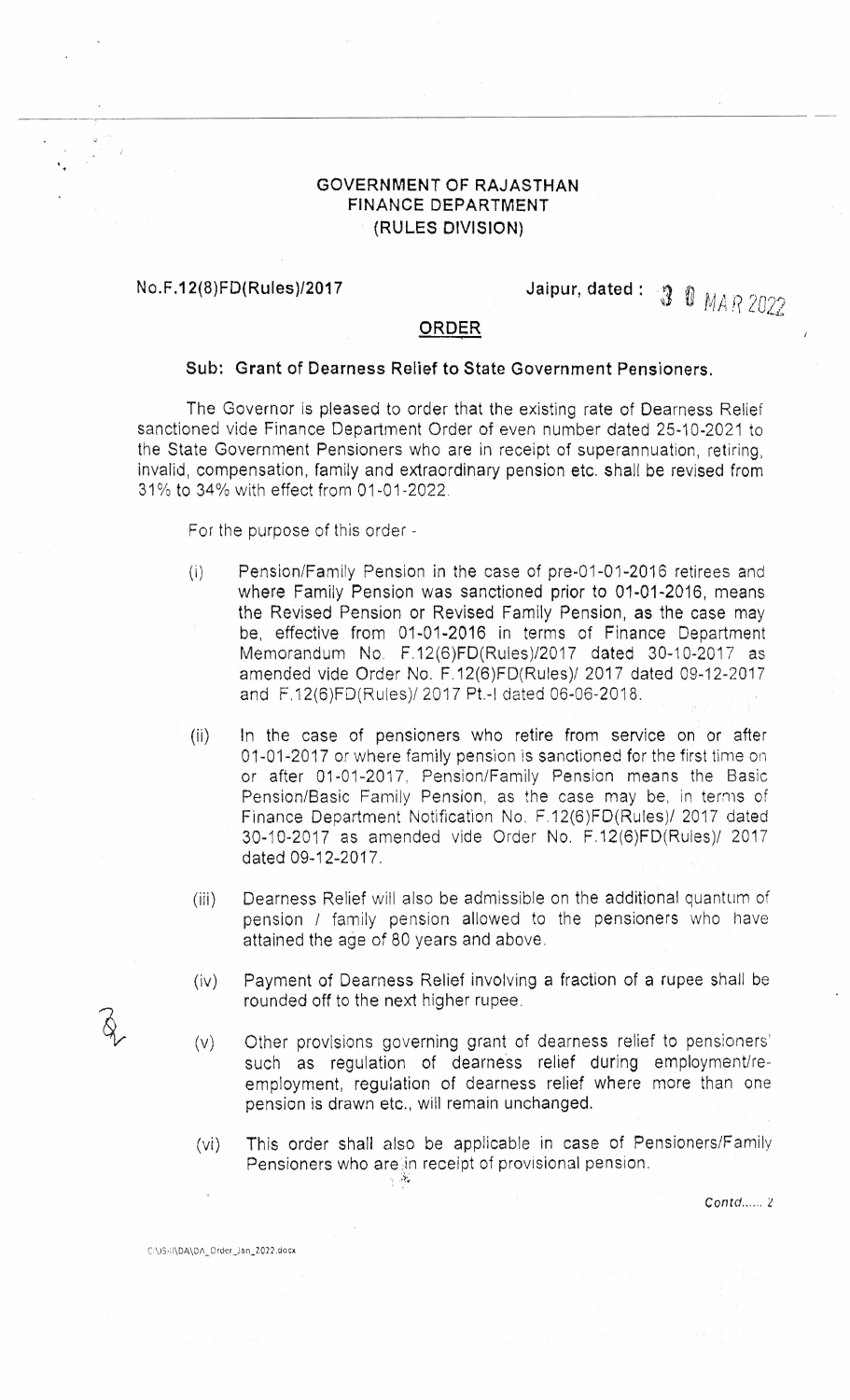**GOVERNMENT OF RAJASTHAN**
**FINANCE DEPARTMENT**
**(RULES DIVISION)**

**No.F.12(8)FD(Rules)/2017** **Jaipur, dated : 30 MAR 2022**

## ORDER

**Sub: Grant of Dearness Relief to State Government Pensioners.**

The Governor is pleased to order that the existing rate of Dearness Relief sanctioned vide Finance Department Order of even number dated 25-10-2021 to the State Government Pensioners who are in receipt of superannuation, retiring, invalid, compensation, family and extraordinary pension etc. shall be revised from 31% to 34% with effect from 01-01-2022.

For the purpose of this order -

(i) Pension/Family Pension in the case of pre-01-01-2016 retirees and where Family Pension was sanctioned prior to 01-01-2016, means the Revised Pension or Revised Family Pension, as the case may be, effective from 01-01-2016 in terms of Finance Department Memorandum No. F.12(6)FD(Rules)/2017 dated 30-10-2017 as amended vide Order No. F.12(6)FD(Rules)/ 2017 dated 09-12-2017 and F.12(6)FD(Rules)/ 2017 Pt.-I dated 06-06-2018.

(ii) In the case of pensioners who retire from service on or after 01-01-2017 or where family pension is sanctioned for the first time on or after 01-01-2017, Pension/Family Pension means the Basic Pension/Basic Family Pension, as the case may be, in terms of Finance Department Notification No. F.12(6)FD(Rules)/ 2017 dated 30-10-2017 as amended vide Order No. F.12(6)FD(Rules)/ 2017 dated 09-12-2017.

(iii) Dearness Relief will also be admissible on the additional quantum of pension / family pension allowed to the pensioners who have attained the age of 80 years and above.

(iv) Payment of Dearness Relief involving a fraction of a rupee shall be rounded off to the next higher rupee.

(v) Other provisions governing grant of dearness relief to pensioners' such as regulation of dearness relief during employment/re-employment, regulation of dearness relief where more than one pension is drawn etc., will remain unchanged.

(vi) This order shall also be applicable in case of Pensioners/Family Pensioners who are in receipt of provisional pension.

Contd...... 2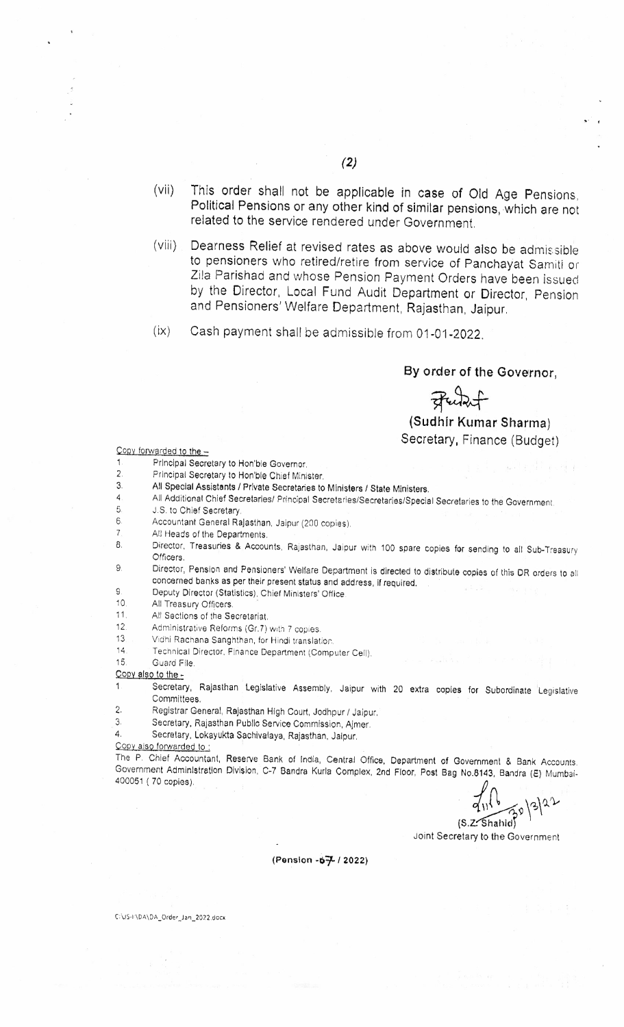(vii) This order shall not be applicable in case of Old Age Pensions, Political Pensions or any other kind of similar pensions, which are not related to the service rendered under Government.

(viii) Dearness Relief at revised rates as above would also be admissible to pensioners who retired/retire from service of Panchayat Samiti or Zila Parishad and whose Pension Payment Orders have been issued by the Director, Local Fund Audit Department or Director, Pension and Pensioners' Welfare Department, Rajasthan, Jaipur.

(ix) Cash payment shall be admissible from 01-01-2022.

**By order of the Governor,**

**(Sudhir Kumar Sharma)**
Secretary, Finance (Budget)

Copy forwarded to the –

1. Principal Secretary to Hon'ble Governor.
2. Principal Secretary to Hon'ble Chief Minister.
3. All Special Assistants / Private Secretaries to Ministers / State Ministers.
4. All Additional Chief Secretaries/ Principal Secretaries/Secretaries/Special Secretaries to the Government.
5. J.S. to Chief Secretary.
6. Accountant General Rajasthan, Jaipur (200 copies).
7. All Heads of the Departments.
8. Director, Treasuries & Accounts, Rajasthan, Jaipur with 100 spare copies for sending to all Sub-Treasury Officers.
9. Director, Pension and Pensioners' Welfare Department is directed to distribute copies of this DR orders to all concerned banks as per their present status and address, if required.
9. Deputy Director (Statistics), Chief Ministers' Office.
10. All Treasury Officers.
11. All Sections of the Secretariat.
12. Administrative Reforms (Gr.7) with 7 copies.
13. Vidhi Rachana Sanghthan, for Hindi translation.
14. Technical Director, Finance Department (Computer Cell).
15. Guard File.

Copy also to the -

1. Secretary, Rajasthan Legislative Assembly, Jaipur with 20 extra copies for Subordinate Legislative Committees.
2. Registrar General, Rajasthan High Court, Jodhpur / Jaipur.
3. Secretary, Rajasthan Public Service Commission, Ajmer.
4. Secretary, Lokayukta Sachivalaya, Rajasthan, Jaipur.

Copy also forwarded to :

The P. Chief Accountant, Reserve Bank of India, Central Office, Department of Government & Bank Accounts, Government Administration Division, C-7 Bandra Kurla Complex, 2nd Floor, Post Bag No.8143, Bandra (E) Mumbai-400051 ( 70 copies).

30/3/22
(S.Z. Shahid)
Joint Secretary to the Government

**(Pension -67 / 2022)**

C:\US-I\DA\DA_Order_Jan_2022.docx